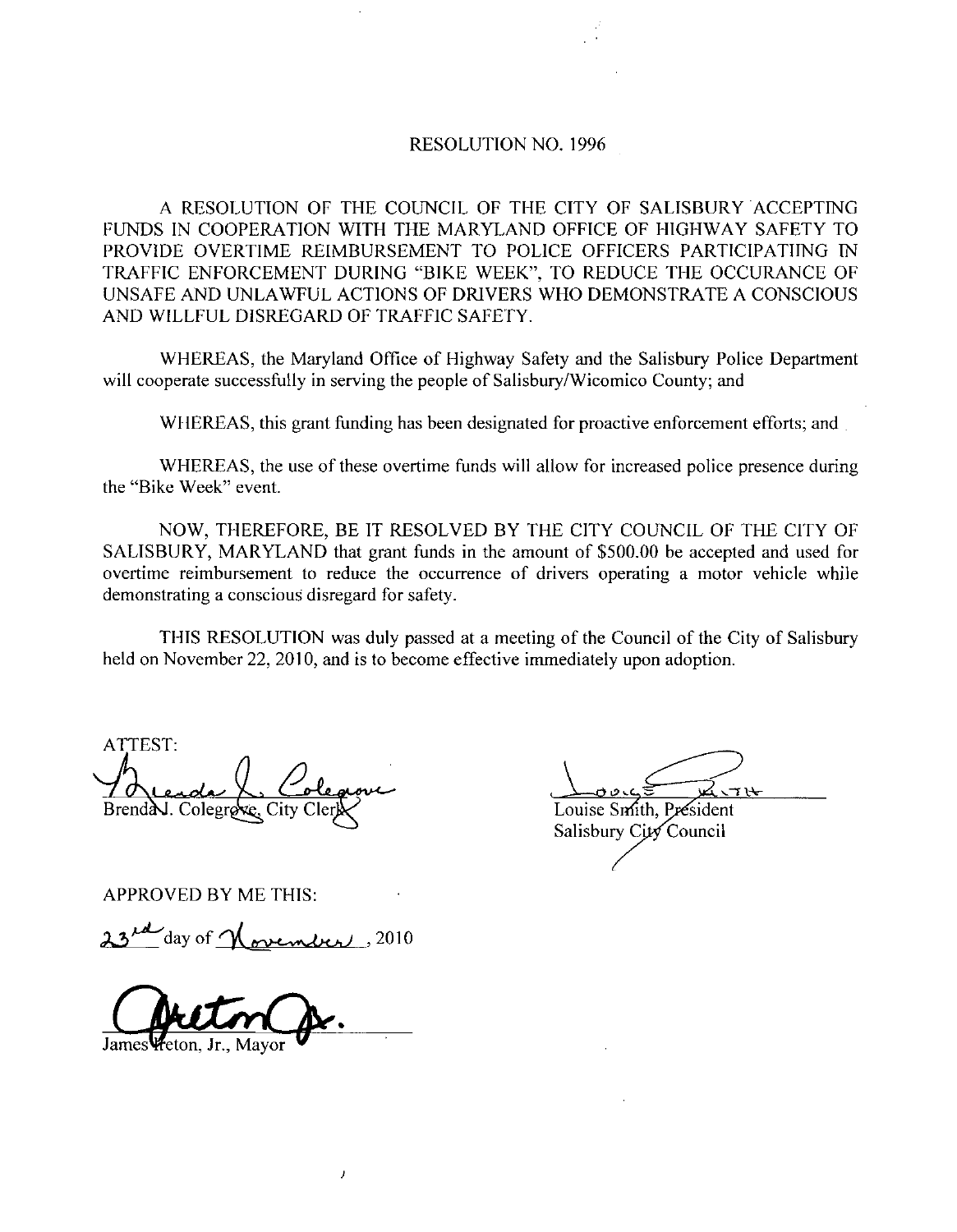# RESOLUTION NO. 1996

A RESOLUTION OF THE COUNCIL OF THE CITY OF SALISBURY ACCEPTING FUNDS IN COOPERATION WITH THE MARYLAND OFFICE OF HIGHWAY SAFETY TO PROVIDE OVERTIME REIMBURSEMENT TO POLICE OFFICERS PARTICIPATIING IN TRAFFIC ENFORCEMENT DURING "BIKE WEEK", TO REDUCE THE OCCURANCE OF UNSAFE AND UNLAWFUL ACTIONS OF DRIVERS WHO DEMONSTRATE A CONSCIOUS AND WILLFUL DISREGARD OF TRAFFIC SAFETY.

WHEREAS, the Maryland Office of Highway Safety and the Salisbury Police Department will cooperate successfully in serving the people of Salisbury/Wicomico County; and

WHEREAS, this grant funding has been designated for proactive enforcement efforts; and

WHEREAS, the use of these overtime funds will allow for increased police presence during the "Bike Week" event.

NOW, THEREFORE, BE IT RESOLVED BY THE CITY COUNCIL OF THE CITY OF SALISBURY, MARYLAND that grant funds in the amount of $500.00 be accepted and used for overtime reimbursement to reduce the occurrence of drivers operating a motor vehicle while demonstrating a conscious disregard for safety.

THIS RESOLUTION was duly passed at a meeting of the Council of the City of Salisbury held on November 22, 2010, and is to become effective immediately upon adoption.

ATTEST:

Brenda J. Colegrove, City Clerk

Louise Smith, President
Salisbury City Council

APPROVED BY ME THIS:

23rd day of November, 2010

James Ireton, Jr., Mayor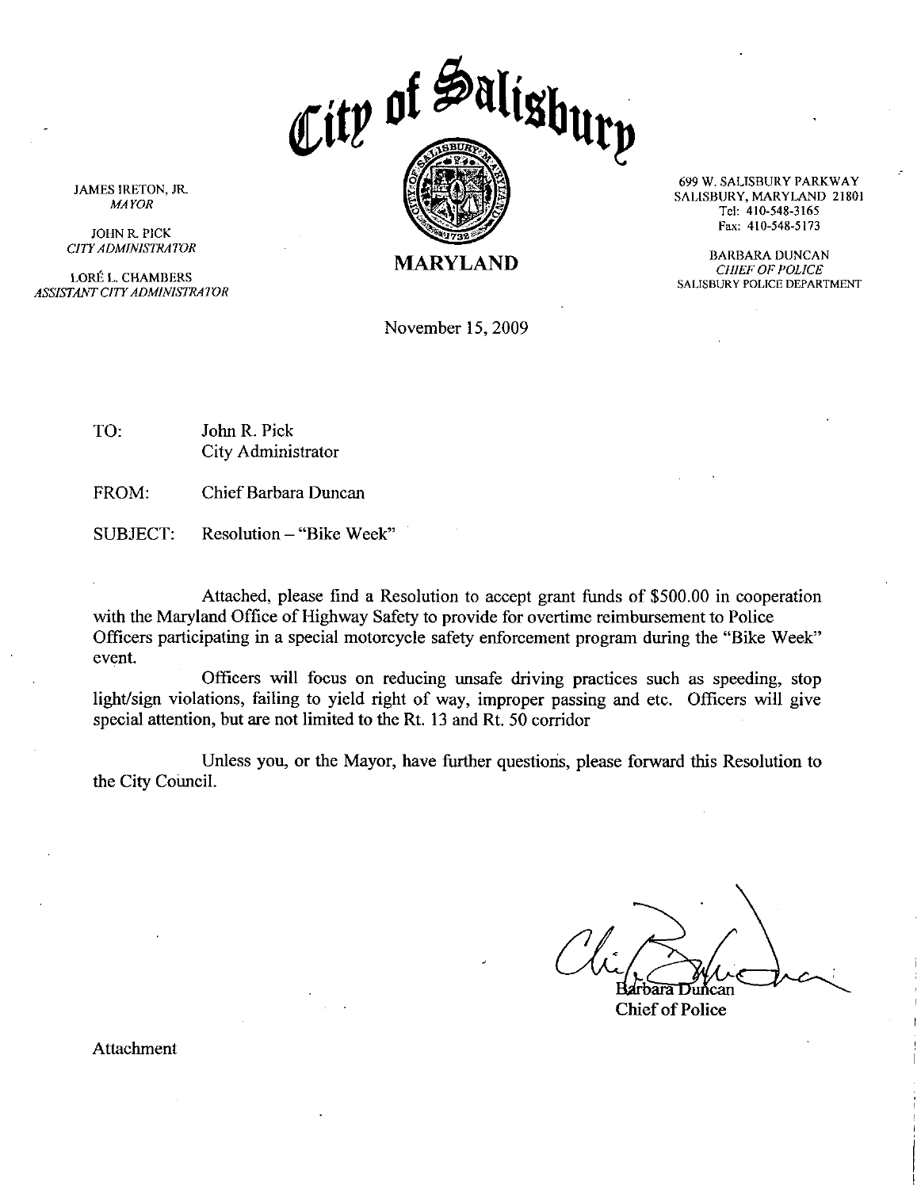# City of Salisbury

JAMES IRETON, JR.
*MAYOR*

JOHN R. PICK
*CITY ADMINISTRATOR*

LORÉ L. CHAMBERS
*ASSISTANT CITY ADMINISTRATOR*

**MARYLAND**

699 W. SALISBURY PARKWAY
SALISBURY, MARYLAND 21801
Tel: 410-548-3165
Fax: 410-548-5173

BARBARA DUNCAN
*CHIEF OF POLICE*
SALISBURY POLICE DEPARTMENT

November 15, 2009

TO: John R. Pick
City Administrator

FROM: Chief Barbara Duncan

SUBJECT: Resolution – "Bike Week"

Attached, please find a Resolution to accept grant funds of $500.00 in cooperation with the Maryland Office of Highway Safety to provide for overtime reimbursement to Police Officers participating in a special motorcycle safety enforcement program during the "Bike Week" event.

Officers will focus on reducing unsafe driving practices such as speeding, stop light/sign violations, failing to yield right of way, improper passing and etc. Officers will give special attention, but are not limited to the Rt. 13 and Rt. 50 corridor

Unless you, or the Mayor, have further questions, please forward this Resolution to the City Council.

Barbara Duncan
Chief of Police

Attachment